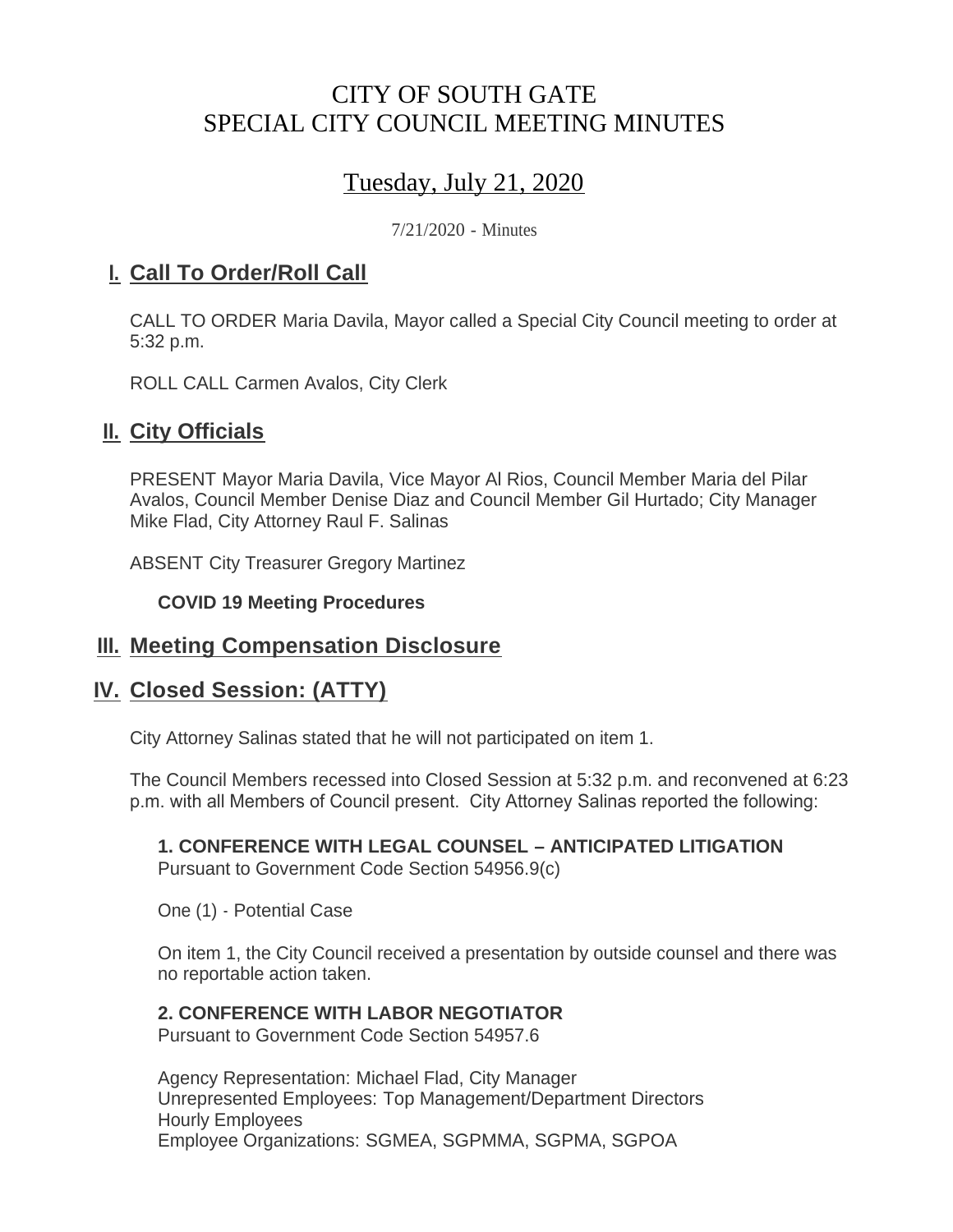# CITY OF SOUTH GATE
# SPECIAL CITY COUNCIL MEETING MINUTES

## Tuesday, July 21, 2020

7/21/2020 - Minutes

## I. Call To Order/Roll Call

CALL TO ORDER Maria Davila, Mayor called a Special City Council meeting to order at 5:32 p.m.

ROLL CALL Carmen Avalos, City Clerk

## II. City Officials

PRESENT Mayor Maria Davila, Vice Mayor Al Rios, Council Member Maria del Pilar Avalos, Council Member Denise Diaz and Council Member Gil Hurtado; City Manager Mike Flad, City Attorney Raul F. Salinas

ABSENT City Treasurer Gregory Martinez

**COVID 19 Meeting Procedures**

## III. Meeting Compensation Disclosure

## IV. Closed Session: (ATTY)

City Attorney Salinas stated that he will not participated on item 1.

The Council Members recessed into Closed Session at 5:32 p.m. and reconvened at 6:23 p.m. with all Members of Council present. City Attorney Salinas reported the following:

**1. CONFERENCE WITH LEGAL COUNSEL – ANTICIPATED LITIGATION**
Pursuant to Government Code Section 54956.9(c)

One (1) - Potential Case

On item 1, the City Council received a presentation by outside counsel and there was no reportable action taken.

**2. CONFERENCE WITH LABOR NEGOTIATOR**
Pursuant to Government Code Section 54957.6

Agency Representation: Michael Flad, City Manager
Unrepresented Employees: Top Management/Department Directors
Hourly Employees
Employee Organizations: SGMEA, SGPMMA, SGPMA, SGPOA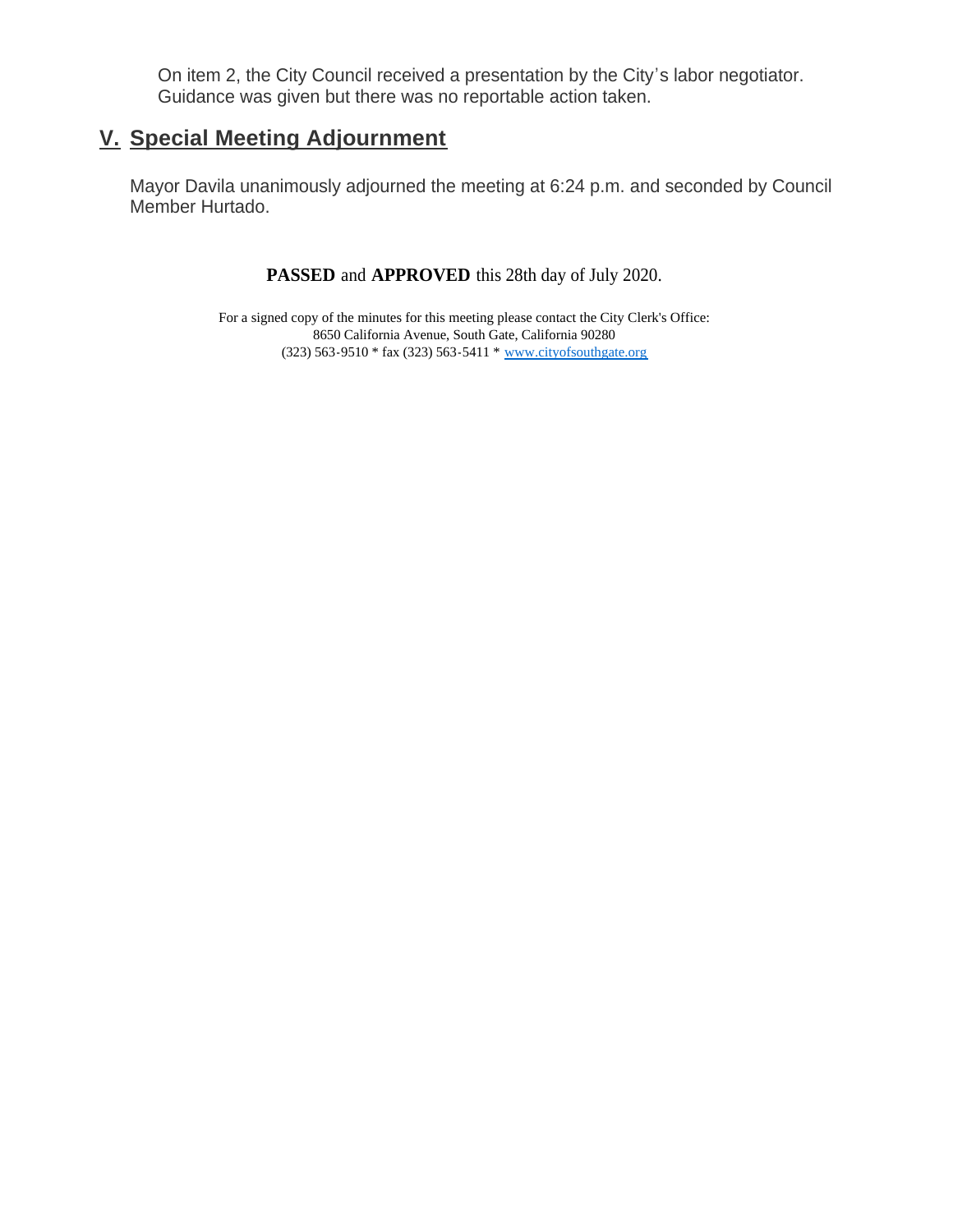On item 2, the City Council received a presentation by the City's labor negotiator. Guidance was given but there was no reportable action taken.

## V. Special Meeting Adjournment

Mayor Davila unanimously adjourned the meeting at 6:24 p.m. and seconded by Council Member Hurtado.

**PASSED** and **APPROVED** this 28th day of July 2020.

For a signed copy of the minutes for this meeting please contact the City Clerk's Office:
8650 California Avenue, South Gate, California 90280
(323) 563-9510 * fax (323) 563-5411 * www.cityofsouthgate.org